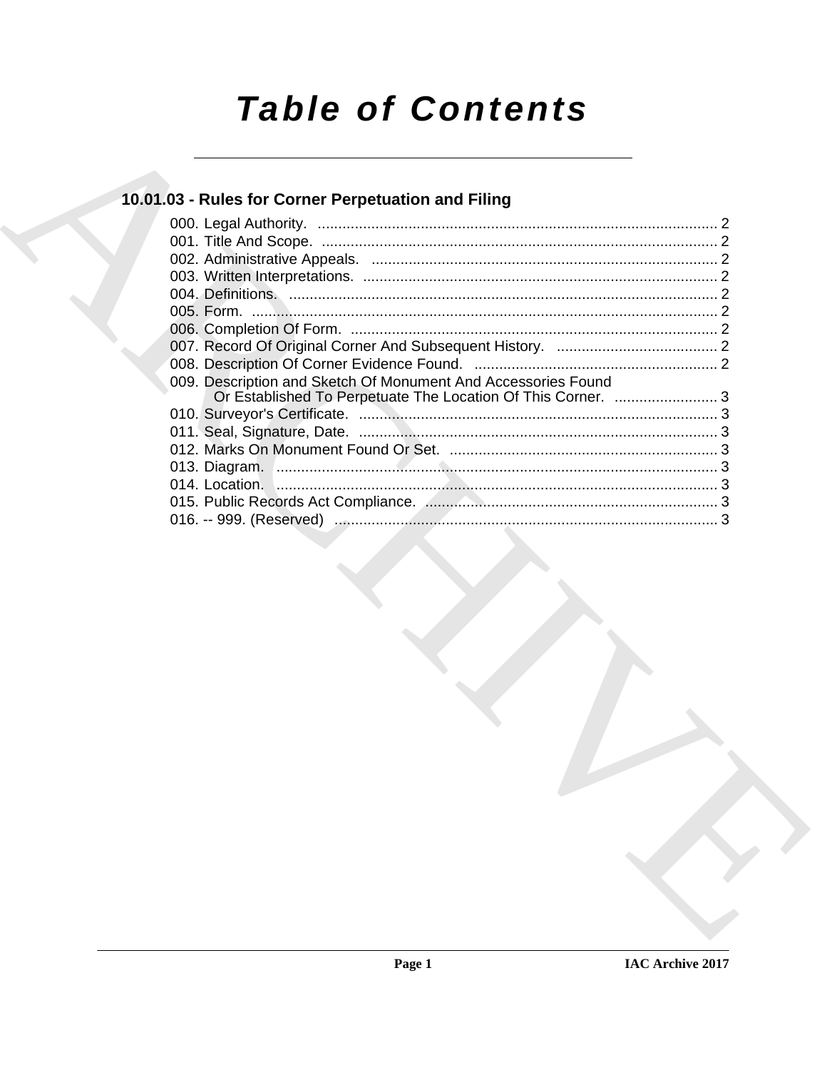# Table of Contents

## 10.01.03 - Rules for Corner Perpetuation and Filing

000. Legal Authority. ..... 2
001. Title And Scope. ..... 2
002. Administrative Appeals. ..... 2
003. Written Interpretations. ..... 2
004. Definitions. ..... 2
005. Form. ..... 2
006. Completion Of Form. ..... 2
007. Record Of Original Corner And Subsequent History. ..... 2
008. Description Of Corner Evidence Found. ..... 2
009. Description and Sketch Of Monument And Accessories Found Or Established To Perpetuate The Location Of This Corner. ..... 3
010. Surveyor's Certificate. ..... 3
011. Seal, Signature, Date. ..... 3
012. Marks On Monument Found Or Set. ..... 3
013. Diagram. ..... 3
014. Location. ..... 3
015. Public Records Act Compliance. ..... 3
016. -- 999. (Reserved) ..... 3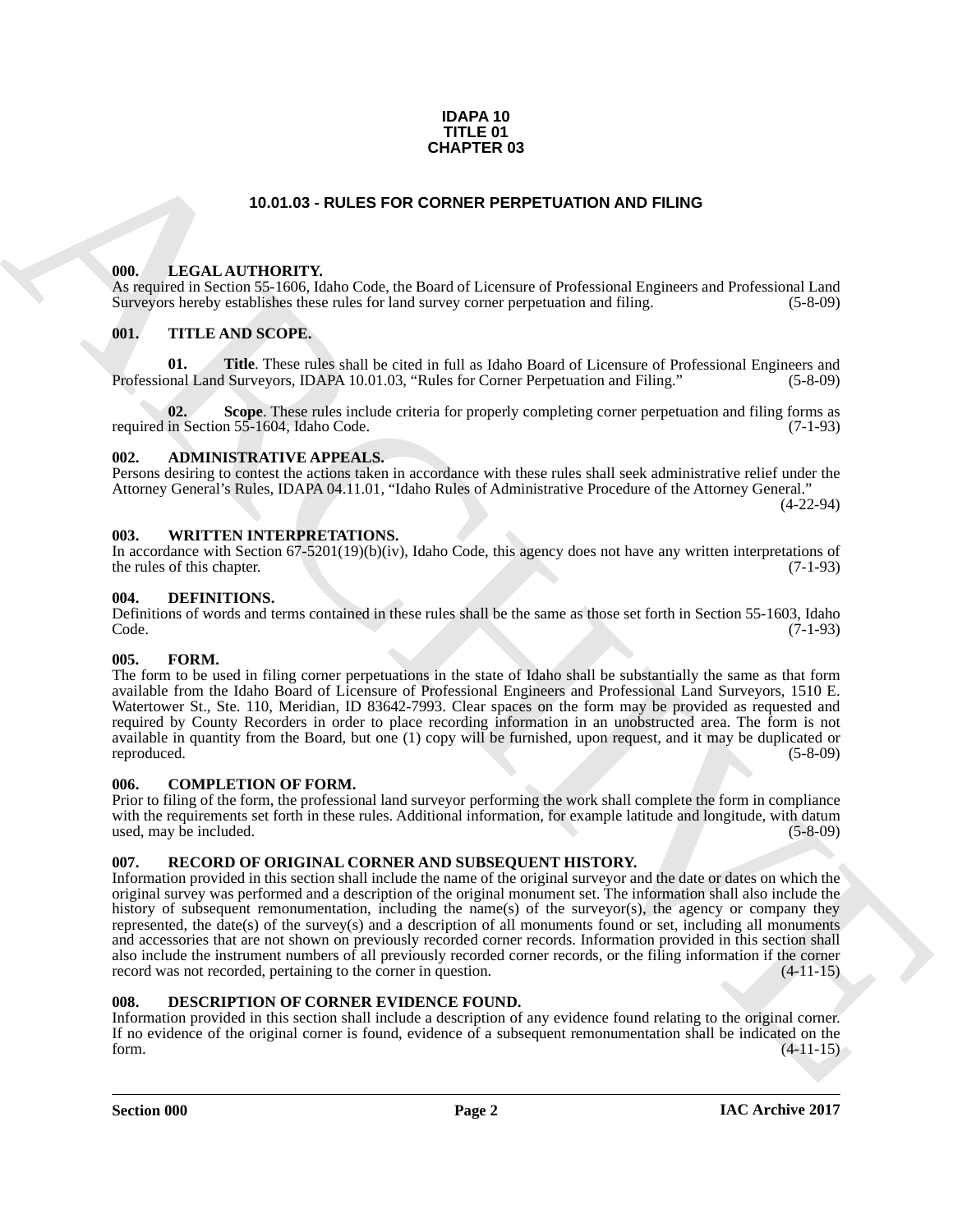**IDAPA 10**
**TITLE 01**
**CHAPTER 03**

# 10.01.03 - RULES FOR CORNER PERPETUATION AND FILING

## 000. LEGAL AUTHORITY.

As required in Section 55-1606, Idaho Code, the Board of Licensure of Professional Engineers and Professional Land Surveyors hereby establishes these rules for land survey corner perpetuation and filing. (5-8-09)

## 001. TITLE AND SCOPE.

**01. Title**. These rules shall be cited in full as Idaho Board of Licensure of Professional Engineers and Professional Land Surveyors, IDAPA 10.01.03, "Rules for Corner Perpetuation and Filing." (5-8-09)

**02. Scope**. These rules include criteria for properly completing corner perpetuation and filing forms as required in Section 55-1604, Idaho Code. (7-1-93)

## 002. ADMINISTRATIVE APPEALS.

Persons desiring to contest the actions taken in accordance with these rules shall seek administrative relief under the Attorney General's Rules, IDAPA 04.11.01, "Idaho Rules of Administrative Procedure of the Attorney General." (4-22-94)

## 003. WRITTEN INTERPRETATIONS.

In accordance with Section 67-5201(19)(b)(iv), Idaho Code, this agency does not have any written interpretations of the rules of this chapter. (7-1-93)

## 004. DEFINITIONS.

Definitions of words and terms contained in these rules shall be the same as those set forth in Section 55-1603, Idaho Code. (7-1-93)

## 005. FORM.

The form to be used in filing corner perpetuations in the state of Idaho shall be substantially the same as that form available from the Idaho Board of Licensure of Professional Engineers and Professional Land Surveyors, 1510 E. Watertower St., Ste. 110, Meridian, ID 83642-7993. Clear spaces on the form may be provided as requested and required by County Recorders in order to place recording information in an unobstructed area. The form is not available in quantity from the Board, but one (1) copy will be furnished, upon request, and it may be duplicated or reproduced. (5-8-09)

## 006. COMPLETION OF FORM.

Prior to filing of the form, the professional land surveyor performing the work shall complete the form in compliance with the requirements set forth in these rules. Additional information, for example latitude and longitude, with datum used, may be included. (5-8-09)

## 007. RECORD OF ORIGINAL CORNER AND SUBSEQUENT HISTORY.

Information provided in this section shall include the name of the original surveyor and the date or dates on which the original survey was performed and a description of the original monument set. The information shall also include the history of subsequent remonumentation, including the name(s) of the surveyor(s), the agency or company they represented, the date(s) of the survey(s) and a description of all monuments found or set, including all monuments and accessories that are not shown on previously recorded corner records. Information provided in this section shall also include the instrument numbers of all previously recorded corner records, or the filing information if the corner record was not recorded, pertaining to the corner in question. (4-11-15)

## 008. DESCRIPTION OF CORNER EVIDENCE FOUND.

Information provided in this section shall include a description of any evidence found relating to the original corner. If no evidence of the original corner is found, evidence of a subsequent remonumentation shall be indicated on the form. (4-11-15)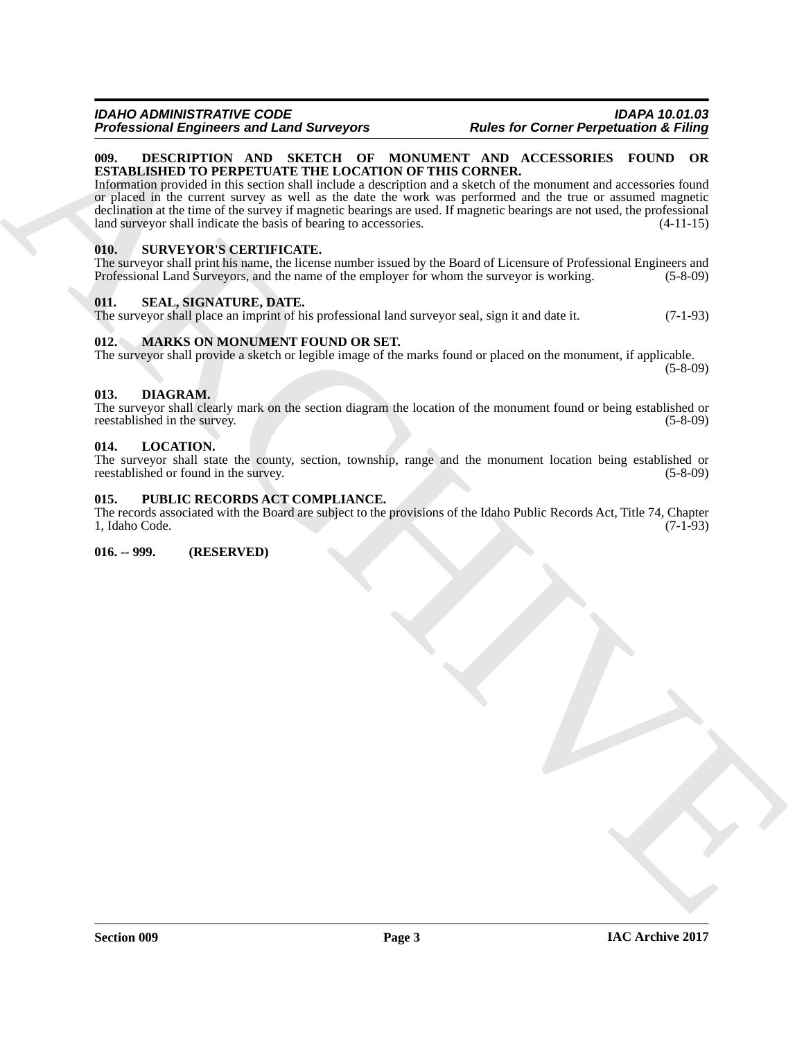### 009. DESCRIPTION AND SKETCH OF MONUMENT AND ACCESSORIES FOUND OR ESTABLISHED TO PERPETUATE THE LOCATION OF THIS CORNER.

Information provided in this section shall include a description and a sketch of the monument and accessories found or placed in the current survey as well as the date the work was performed and the true or assumed magnetic declination at the time of the survey if magnetic bearings are used. If magnetic bearings are not used, the professional land surveyor shall indicate the basis of bearing to accessories. (4-11-15)

### 010. SURVEYOR'S CERTIFICATE.

The surveyor shall print his name, the license number issued by the Board of Licensure of Professional Engineers and Professional Land Surveyors, and the name of the employer for whom the surveyor is working. (5-8-09)

### 011. SEAL, SIGNATURE, DATE.

The surveyor shall place an imprint of his professional land surveyor seal, sign it and date it. (7-1-93)

### 012. MARKS ON MONUMENT FOUND OR SET.

The surveyor shall provide a sketch or legible image of the marks found or placed on the monument, if applicable. (5-8-09)

### 013. DIAGRAM.

The surveyor shall clearly mark on the section diagram the location of the monument found or being established or reestablished in the survey. (5-8-09)

### 014. LOCATION.

The surveyor shall state the county, section, township, range and the monument location being established or reestablished or found in the survey. (5-8-09)

### 015. PUBLIC RECORDS ACT COMPLIANCE.

The records associated with the Board are subject to the provisions of the Idaho Public Records Act, Title 74, Chapter 1, Idaho Code. (7-1-93)

### 016. -- 999. (RESERVED)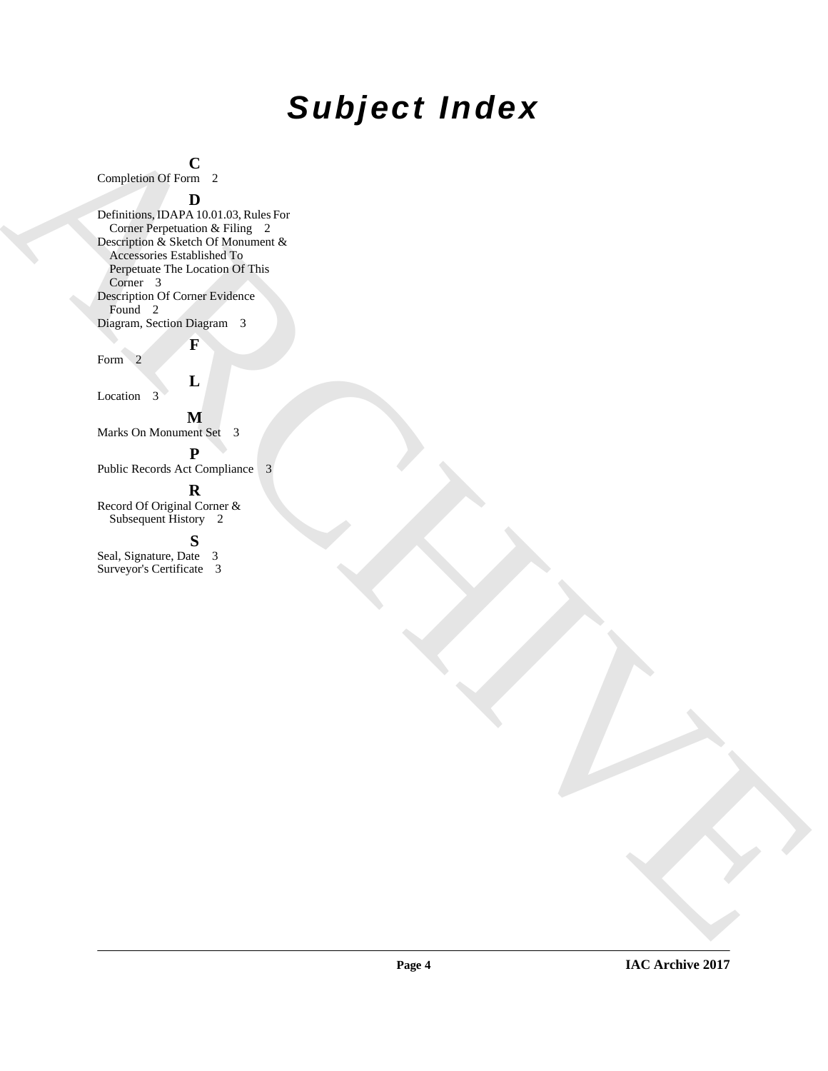# Subject Index

**C**

Completion Of Form 2

**D**

Definitions, IDAPA 10.01.03, Rules For Corner Perpetuation & Filing 2

Description & Sketch Of Monument & Accessories Established To Perpetuate The Location Of This Corner 3

Description Of Corner Evidence Found 2

Diagram, Section Diagram 3

**F**

Form 2

**L**

Location 3

**M**

Marks On Monument Set 3

**P**

Public Records Act Compliance 3

**R**

Record Of Original Corner & Subsequent History 2

**S**

Seal, Signature, Date 3

Surveyor's Certificate 3